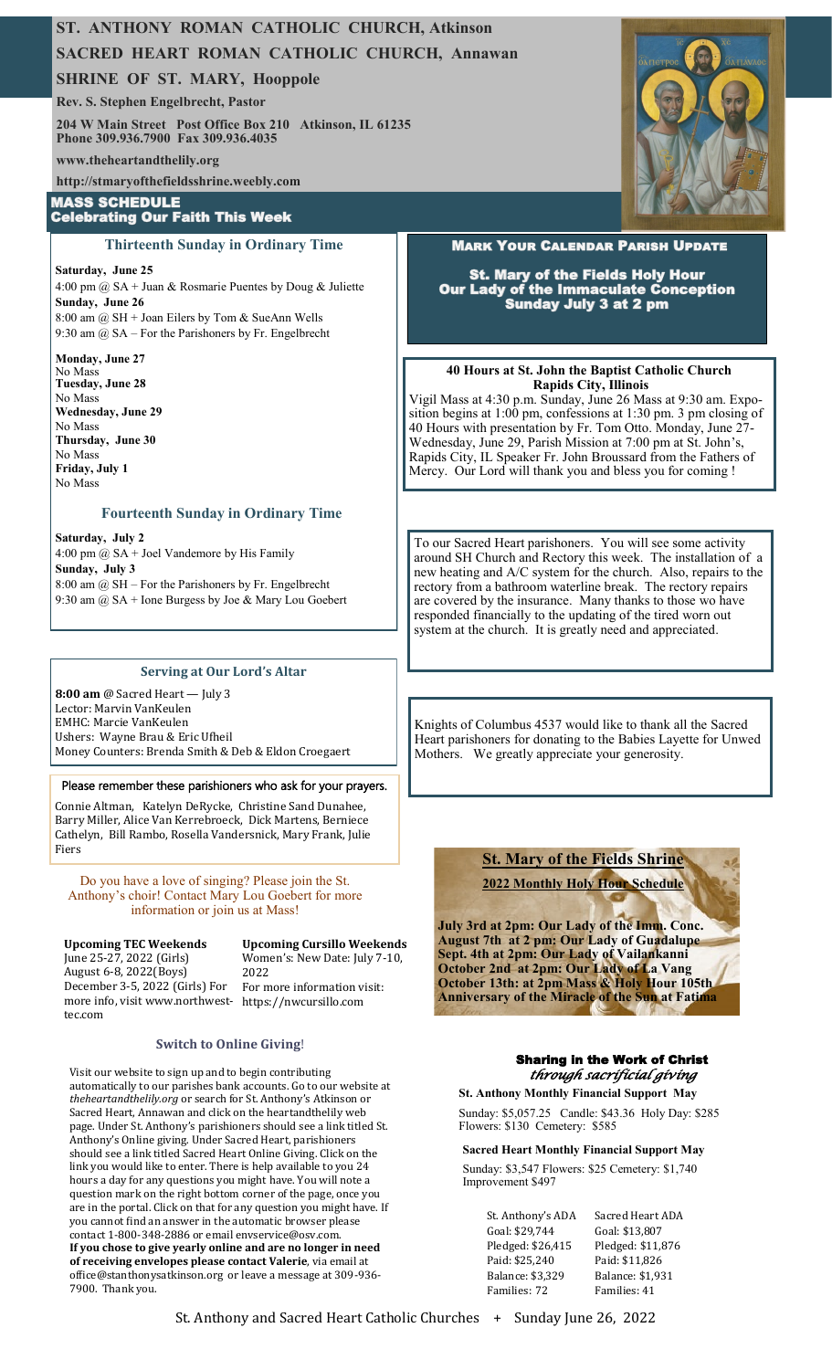# ST. ANTHONY ROMAN CATHOLIC CHURCH, Atkinson

# SACRED HEART ROMAN CATHOLIC CHURCH, Annawan

# SHRINE OF ST. MARY, Hooppole

**Rev. S. Stephen Engelbrecht, Pastor**

**204 W Main Street Post Office Box 210 Atkinson, IL 61235**
**Phone 309.936.7900 Fax 309.936.4035**

**www.theheartandthelily.org**

**http://stmaryofthefieldsshrine.weebly.com**

## MASS SCHEDULE
### Celebrating Our Faith This Week

### Thirteenth Sunday in Ordinary Time

**Saturday, June 25**
4:00 pm @ SA + Juan & Rosmarie Puentes by Doug & Juliette
**Sunday, June 26**
8:00 am @ SH + Joan Eilers by Tom & SueAnn Wells
9:30 am @ SA – For the Parishoners by Fr. Engelbrecht

**Monday, June 27**
No Mass
**Tuesday, June 28**
No Mass
**Wednesday, June 29**
No Mass
**Thursday, June 30**
No Mass
**Friday, July 1**
No Mass

### Fourteenth Sunday in Ordinary Time

**Saturday, July 2**
4:00 pm @ SA + Joel Vandemore by His Family
**Sunday, July 3**
8:00 am @ SH – For the Parishoners by Fr. Engelbrecht
9:30 am @ SA + Ione Burgess by Joe & Mary Lou Goebert

### Serving at Our Lord's Altar

**8:00 am** @ Sacred Heart — July 3
Lector: Marvin VanKeulen
EMHC: Marcie VanKeulen
Ushers: Wayne Brau & Eric Ufheil
Money Counters: Brenda Smith & Deb & Eldon Croegaert

### Please remember these parishioners who ask for your prayers.

Connie Altman, Katelyn DeRycke, Christine Sand Dunahee, Barry Miller, Alice Van Kerrebroeck, Dick Martens, Berniece Cathelyn, Bill Rambo, Rosella Vandersnick, Mary Frank, Julie Fiers

Do you have a love of singing? Please join the St. Anthony's choir! Contact Mary Lou Goebert for more information or join us at Mass!

**Upcoming TEC Weekends**
June 25-27, 2022 (Girls)
August 6-8, 2022(Boys)
December 3-5, 2022 (Girls) For more info, visit www.northwest-tec.com

**Upcoming Cursillo Weekends**
Women's: New Date: July 7-10, 2022
For more information visit: https://nwcursillo.com

### Switch to Online Giving!

Visit our website to sign up and to begin contributing automatically to our parishes bank accounts. Go to our website at *theheartandthelily.org* or search for St. Anthony's Atkinson or Sacred Heart, Annawan and click on the heartandthelily web page. Under St. Anthony's parishioners should see a link titled St. Anthony's Online giving. Under Sacred Heart, parishioners should see a link titled Sacred Heart Online Giving. Click on the link you would like to enter. There is help available to you 24 hours a day for any questions you might have. You will note a question mark on the right bottom corner of the page, once you are in the portal. Click on that for any question you might have. If you cannot find an answer in the automatic browser please contact 1-800-348-2886 or email envservice@osv.com.
**If you chose to give yearly online and are no longer in need of receiving envelopes please contact Valerie**, via email at office@stanthonysatkinson.org or leave a message at 309-936-7900. Thank you.

### Mark Your Calendar Parish Update

**St. Mary of the Fields Holy Hour**
**Our Lady of the Immaculate Conception**
**Sunday July 3 at 2 pm**

**40 Hours at St. John the Baptist Catholic Church**
**Rapids City, Illinois**

Vigil Mass at 4:30 p.m. Sunday, June 26 Mass at 9:30 am. Exposition begins at 1:00 pm, confessions at 1:30 pm. 3 pm closing of 40 Hours with presentation by Fr. Tom Otto. Monday, June 27-Wednesday, June 29, Parish Mission at 7:00 pm at St. John's, Rapids City, IL Speaker Fr. John Broussard from the Fathers of Mercy. Our Lord will thank you and bless you for coming !

To our Sacred Heart parishoners. You will see some activity around SH Church and Rectory this week. The installation of a new heating and A/C system for the church. Also, repairs to the rectory from a bathroom waterline break. The rectory repairs are covered by the insurance. Many thanks to those wo have responded financially to the updating of the tired worn out system at the church. It is greatly need and appreciated.

Knights of Columbus 4537 would like to thank all the Sacred Heart parishoners for donating to the Babies Layette for Unwed Mothers. We greatly appreciate your generosity.

### St. Mary of the Fields Shrine

**2022 Monthly Holy Hour Schedule**

**July 3rd at 2pm: Our Lady of the Imm. Conc.**
**August 7th at 2 pm: Our Lady of Guadalupe**
**Sept. 4th at 2pm: Our Lady of Vailankanni**
**October 2nd at 2pm: Our Lady of La Vang**
**October 13th: at 2pm Mass & Holy Hour 105th Anniversary of the Miracle of the Sun at Fatima**

### Sharing in the Work of Christ
*through sacrificial giving*

**St. Anthony Monthly Financial Support May**

Sunday: $5,057.25 Candle: $43.36 Holy Day: $285 Flowers: $130 Cemetery: $585

**Sacred Heart Monthly Financial Support May**

Sunday: $3,547 Flowers: $25 Cemetery: $1,740 Improvement $497

| St. Anthony's ADA | Sacred Heart ADA |
|---|---|
| Goal: $29,744 | Goal: $13,807 |
| Pledged: $26,415 | Pledged: $11,876 |
| Paid: $25,240 | Paid: $11,826 |
| Balance: $3,329 | Balance: $1,931 |
| Families: 72 | Families: 41 |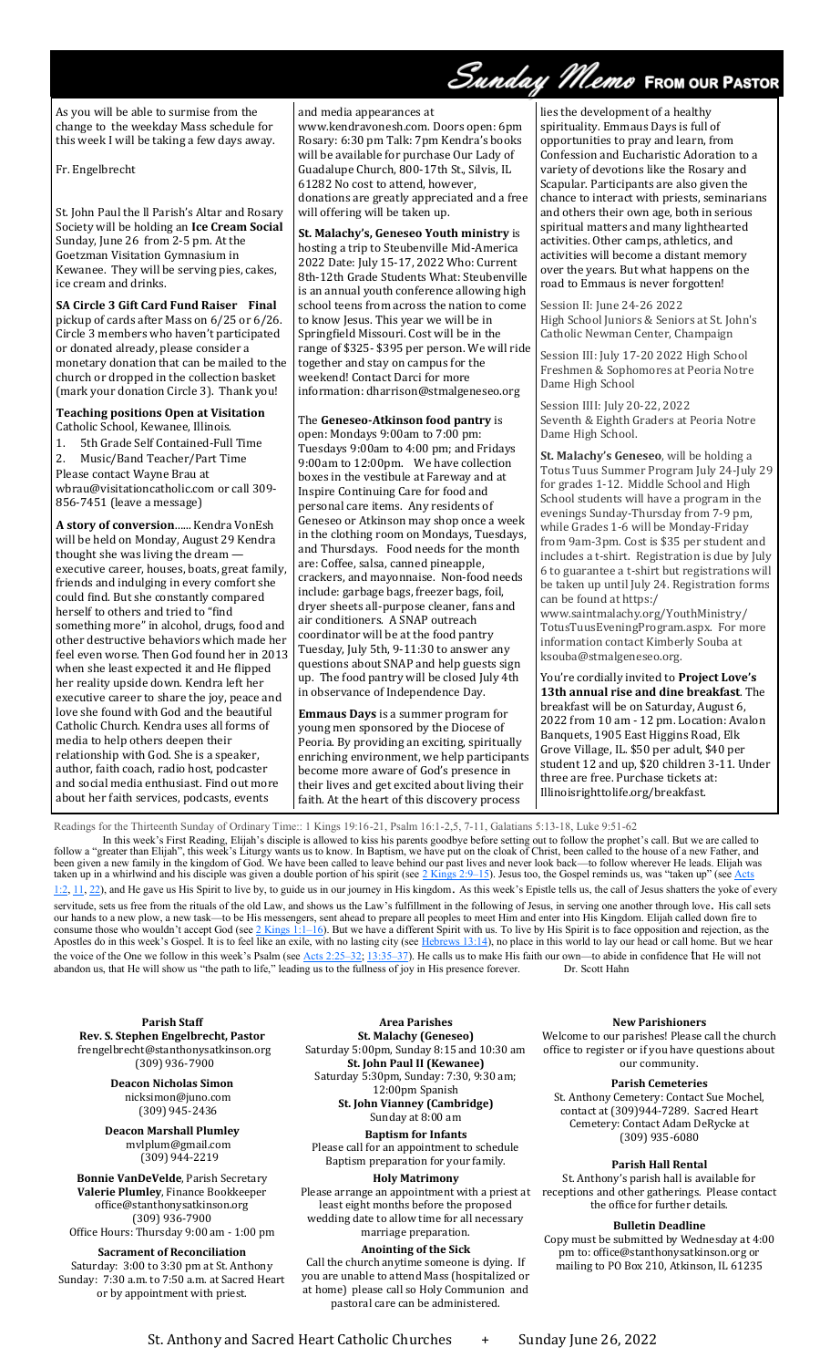# Sunday Memo FROM OUR PASTOR

As you will be able to surmise from the change to the weekday Mass schedule for this week I will be taking a few days away.

Fr. Engelbrecht

St. John Paul the ll Parish's Altar and Rosary Society will be holding an **Ice Cream Social** Sunday, June 26 from 2-5 pm. At the Goetzman Visitation Gymnasium in Kewanee. They will be serving pies, cakes, ice cream and drinks.

**SA Circle 3 Gift Card Fund Raiser Final** pickup of cards after Mass on 6/25 or 6/26. Circle 3 members who haven't participated or donated already, please consider a monetary donation that can be mailed to the church or dropped in the collection basket (mark your donation Circle 3). Thank you!

**Teaching positions Open at Visitation** Catholic School, Kewanee, Illinois.

1. 5th Grade Self Contained-Full Time
2. Music/Band Teacher/Part Time

Please contact Wayne Brau at wbrau@visitationcatholic.com or call 309-856-7451 (leave a message)

**A story of conversion**...... Kendra VonEsh will be held on Monday, August 29 Kendra thought she was living the dream — executive career, houses, boats, great family, friends and indulging in every comfort she could find. But she constantly compared herself to others and tried to "find something more" in alcohol, drugs, food and other destructive behaviors which made her feel even worse. Then God found her in 2013 when she least expected it and He flipped her reality upside down. Kendra left her executive career to share the joy, peace and love she found with God and the beautiful Catholic Church. Kendra uses all forms of media to help others deepen their relationship with God. She is a speaker, author, faith coach, radio host, podcaster and social media enthusiast. Find out more about her faith services, podcasts, events and media appearances at www.kendravonesh.com. Doors open: 6pm Rosary: 6:30 pm Talk: 7pm Kendra's books will be available for purchase Our Lady of Guadalupe Church, 800-17th St., Silvis, IL 61282 No cost to attend, however, donations are greatly appreciated and a free will offering will be taken up.

**St. Malachy's, Geneseo Youth ministry** is hosting a trip to Steubenville Mid-America 2022 Date: July 15-17, 2022 Who: Current 8th-12th Grade Students What: Steubenville is an annual youth conference allowing high school teens from across the nation to come to know Jesus. This year we will be in Springfield Missouri. Cost will be in the range of $325- $395 per person. We will ride together and stay on campus for the weekend! Contact Darci for more information: dharrison@stmalgeneseo.org

The **Geneseo-Atkinson food pantry** is open: Mondays 9:00am to 7:00 pm; Tuesdays 9:00am to 4:00 pm; and Fridays 9:00am to 12:00pm. We have collection boxes in the vestibule at Fareway and at Inspire Continuing Care for food and personal care items. Any residents of Geneseo or Atkinson may shop once a week in the clothing room on Mondays, Tuesdays, and Thursdays. Food needs for the month are: Coffee, salsa, canned pineapple, crackers, and mayonnaise. Non-food needs include: garbage bags, freezer bags, foil, dryer sheets all-purpose cleaner, fans and air conditioners. A SNAP outreach coordinator will be at the food pantry Tuesday, July 5th, 9-11:30 to answer any questions about SNAP and help guests sign up. The food pantry will be closed July 4th in observance of Independence Day.

**Emmaus Days** is a summer program for young men sponsored by the Diocese of Peoria. By providing an exciting, spiritually enriching environment, we help participants become more aware of God's presence in their lives and get excited about living their faith. At the heart of this discovery process lies the development of a healthy spirituality. Emmaus Days is full of opportunities to pray and learn, from Confession and Eucharistic Adoration to a variety of devotions like the Rosary and Scapular. Participants are also given the chance to interact with priests, seminarians and others their own age, both in serious spiritual matters and many lighthearted activities. Other camps, athletics, and activities will become a distant memory over the years. But what happens on the road to Emmaus is never forgotten!

Session II: June 24-26 2022
High School Juniors & Seniors at St. John's Catholic Newman Center, Champaign

Session III: July 17-20 2022 High School Freshmen & Sophomores at Peoria Notre Dame High School

Session IIII: July 20-22, 2022
Seventh & Eighth Graders at Peoria Notre Dame High School.

**St. Malachy's Geneseo**, will be holding a Totus Tuus Summer Program July 24-July 29 for grades 1-12. Middle School and High School students will have a program in the evenings Sunday-Thursday from 7-9 pm, while Grades 1-6 will be Monday-Friday from 9am-3pm. Cost is $35 per student and includes a t-shirt. Registration is due by July 6 to guarantee a t-shirt but registrations will be taken up until July 24. Registration forms can be found at https:/ www.saintmalachy.org/YouthMinistry/TotusTuusEveningProgram.aspx. For more information contact Kimberly Souba at ksouba@stmalgeneseo.org.

You're cordially invited to **Project Love's 13th annual rise and dine breakfast**. The breakfast will be on Saturday, August 6, 2022 from 10 am - 12 pm. Location: Avalon Banquets, 1905 East Higgins Road, Elk Grove Village, IL. $50 per adult, $40 per student 12 and up, $20 children 3-11. Under three are free. Purchase tickets at: Illinoisrighttolife.org/breakfast.

Readings for the Thirteenth Sunday of Ordinary Time:: 1 Kings 19:16-21, Psalm 16:1-2,5, 7-11, Galatians 5:13-18, Luke 9:51-62

In this week's First Reading, Elijah's disciple is allowed to kiss his parents goodbye before setting out to follow the prophet's call. But we are called to follow a "greater than Elijah", this week's Liturgy wants us to know. In Baptism, we have put on the cloak of Christ, been called to the house of a new Father, and been given a new family in the kingdom of God. We have been called to leave behind our past lives and never look back—to follow wherever He leads. Elijah was taken up in a whirlwind and his disciple was given a double portion of his spirit (see 2 Kings 2:9–15). Jesus too, the Gospel reminds us, was "taken up" (see Acts 1:2, 11, 22), and He gave us His Spirit to live by, to guide us in our journey in His kingdom. As this week's Epistle tells us, the call of Jesus shatters the yoke of every servitude, sets us free from the rituals of the old Law, and shows us the Law's fulfillment in the following of Jesus, in serving one another through love. His call sets our hands to a new plow, a new task—to be His messengers, sent ahead to prepare all peoples to meet Him and enter into His Kingdom. Elijah called down fire to consume those who wouldn't accept God (see 2 Kings 1:1–16). But we have a different Spirit with us. To live by His Spirit is to face opposition and rejection, as the Apostles do in this week's Gospel. It is to feel like an exile, with no lasting city (see Hebrews 13:14), no place in this world to lay our head or call home. But we hear the voice of the One we follow in this week's Psalm (see Acts 2:25–32; 13:35–37). He calls us to make His faith our own—to abide in confidence that He will not abandon us, that He will show us "the path to life," leading us to the fullness of joy in His presence forever. Dr. Scott Hahn

**Parish Staff**

**Rev. S. Stephen Engelbrecht, Pastor**
frengelbrecht@stanthonysatkinson.org
(309) 936-7900

**Deacon Nicholas Simon**
nicksimon@juno.com
(309) 945-2436

**Deacon Marshall Plumley**
mvlplum@gmail.com
(309) 944-2219

**Bonnie VanDeVelde**, Parish Secretary
**Valerie Plumley**, Finance Bookkeeper
office@stanthonysatkinson.org
(309) 936-7900
Office Hours: Thursday 9:00 am - 1:00 pm

**Sacrament of Reconciliation**
Saturday: 3:00 to 3:30 pm at St. Anthony
Sunday: 7:30 a.m. to 7:50 a.m. at Sacred Heart or by appointment with priest.

**Area Parishes**

**St. Malachy (Geneseo)**
Saturday 5:00pm, Sunday 8:15 and 10:30 am

**St. John Paul II (Kewanee)**
Saturday 5:30pm, Sunday: 7:30, 9:30 am; 12:00pm Spanish

**St. John Vianney (Cambridge)**
Sunday at 8:00 am

**Baptism for Infants**
Please call for an appointment to schedule Baptism preparation for your family.

**Holy Matrimony**
Please arrange an appointment with a priest at least eight months before the proposed wedding date to allow time for all necessary marriage preparation.

**Anointing of the Sick**
Call the church anytime someone is dying. If you are unable to attend Mass (hospitalized or at home) please call so Holy Communion and pastoral care can be administered.

**New Parishioners**
Welcome to our parishes! Please call the church office to register or if you have questions about our community.

**Parish Cemeteries**
St. Anthony Cemetery: Contact Sue Mochel, contact at (309)944-7289. Sacred Heart Cemetery: Contact Adam DeRycke at (309) 935-6080

**Parish Hall Rental**
St. Anthony's parish hall is available for receptions and other gatherings. Please contact the office for further details.

**Bulletin Deadline**
Copy must be submitted by Wednesday at 4:00 pm to: office@stanthonysatkinson.org or mailing to PO Box 210, Atkinson, IL 61235

St. Anthony and Sacred Heart Catholic Churches + Sunday June 26, 2022